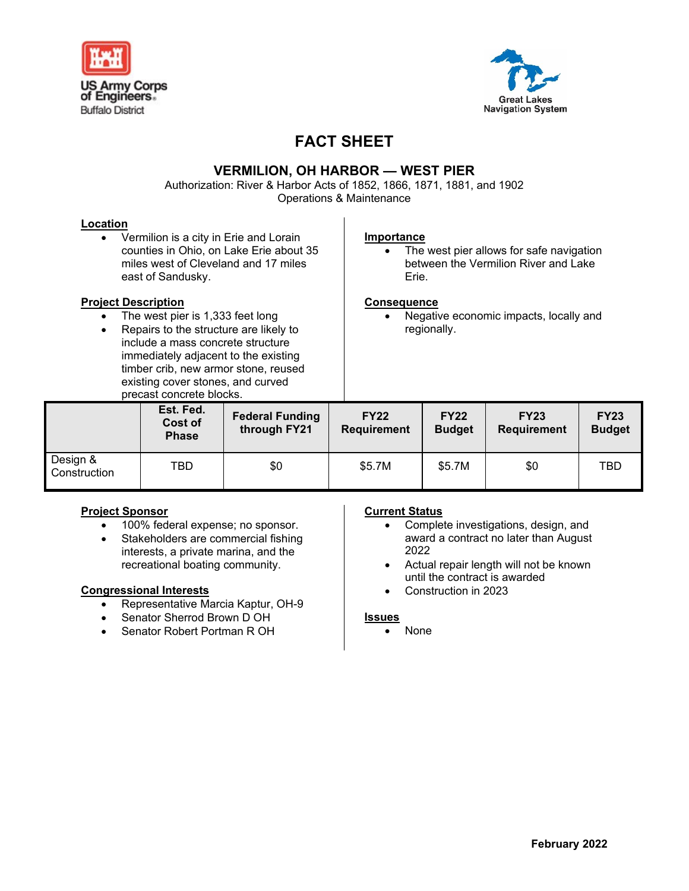US Army Corps of Engineers
Buffalo District

Great Lakes Navigation System

# FACT SHEET

## VERMILION, OH HARBOR — WEST PIER

Authorization: River & Harbor Acts of 1852, 1866, 1871, 1881, and 1902
Operations & Maintenance

**Location**

- Vermilion is a city in Erie and Lorain counties in Ohio, on Lake Erie about 35 miles west of Cleveland and 17 miles east of Sandusky.

**Project Description**

- The west pier is 1,333 feet long
- Repairs to the structure are likely to include a mass concrete structure immediately adjacent to the existing timber crib, new armor stone, reused existing cover stones, and curved precast concrete blocks.

**Importance**

- The west pier allows for safe navigation between the Vermilion River and Lake Erie.

**Consequence**

- Negative economic impacts, locally and regionally.

| | Est. Fed. Cost of Phase | Federal Funding through FY21 | FY22 Requirement | FY22 Budget | FY23 Requirement | FY23 Budget |
|---|---|---|---|---|---|---|
| Design & Construction | TBD | $0 | $5.7M | $5.7M | $0 | TBD |

**Project Sponsor**

- 100% federal expense; no sponsor.
- Stakeholders are commercial fishing interests, a private marina, and the recreational boating community.

**Congressional Interests**

- Representative Marcia Kaptur, OH-9
- Senator Sherrod Brown D OH
- Senator Robert Portman R OH

**Current Status**

- Complete investigations, design, and award a contract no later than August 2022
- Actual repair length will not be known until the contract is awarded
- Construction in 2023

**Issues**

- None

February 2022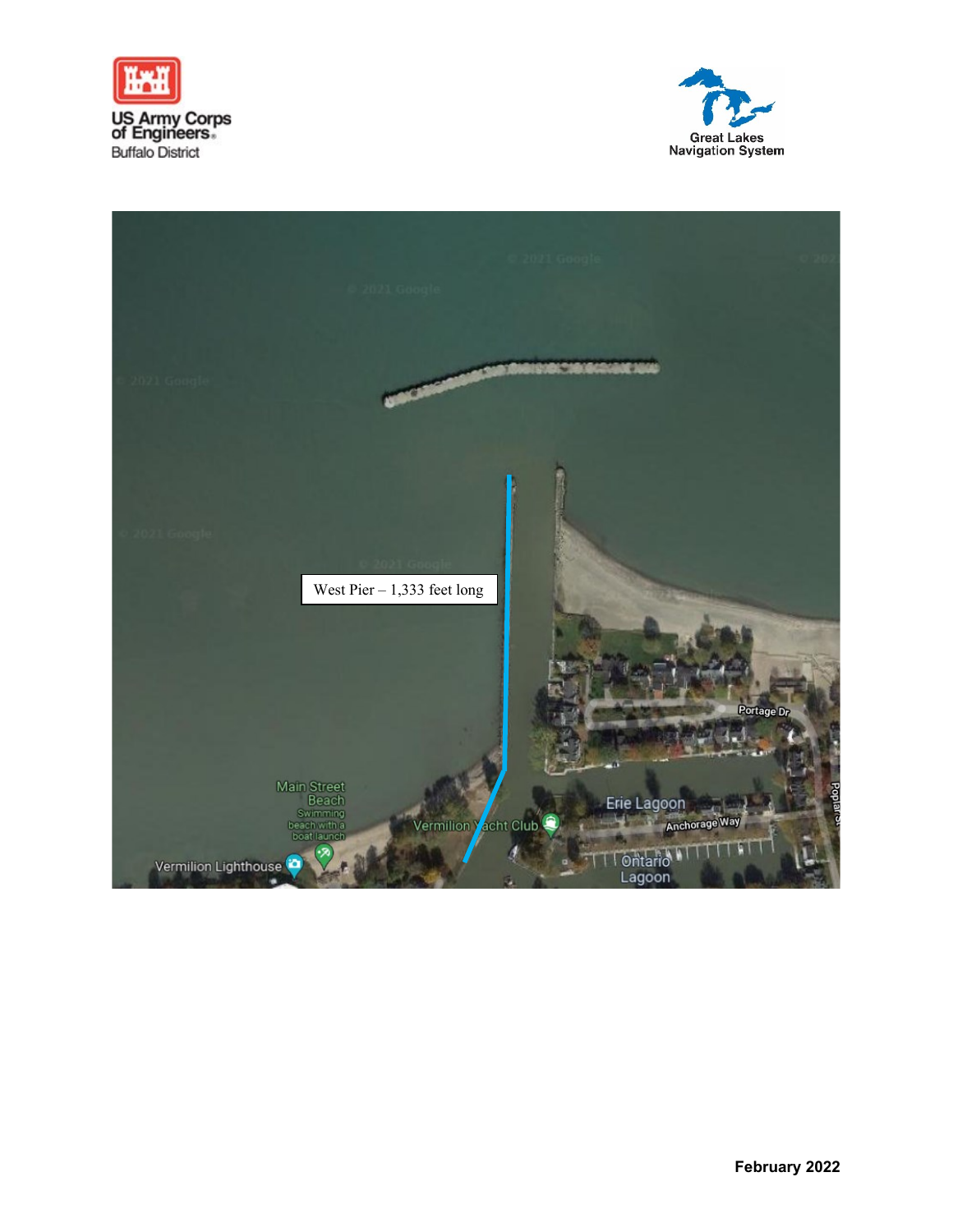West Pier – 1,333 feet long

February 2022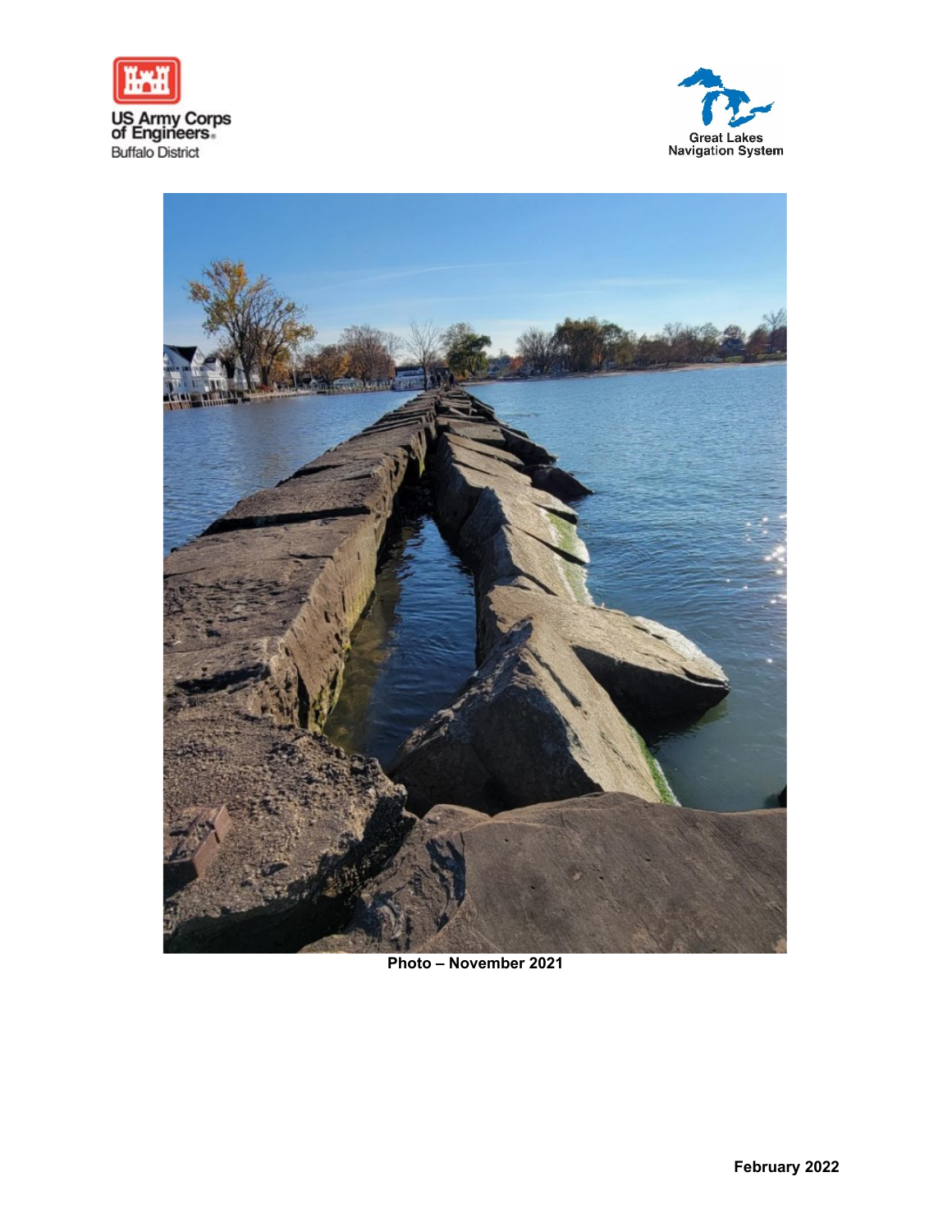US Army Corps of Engineers
Buffalo District

Great Lakes Navigation System

Photo – November 2021

February 2022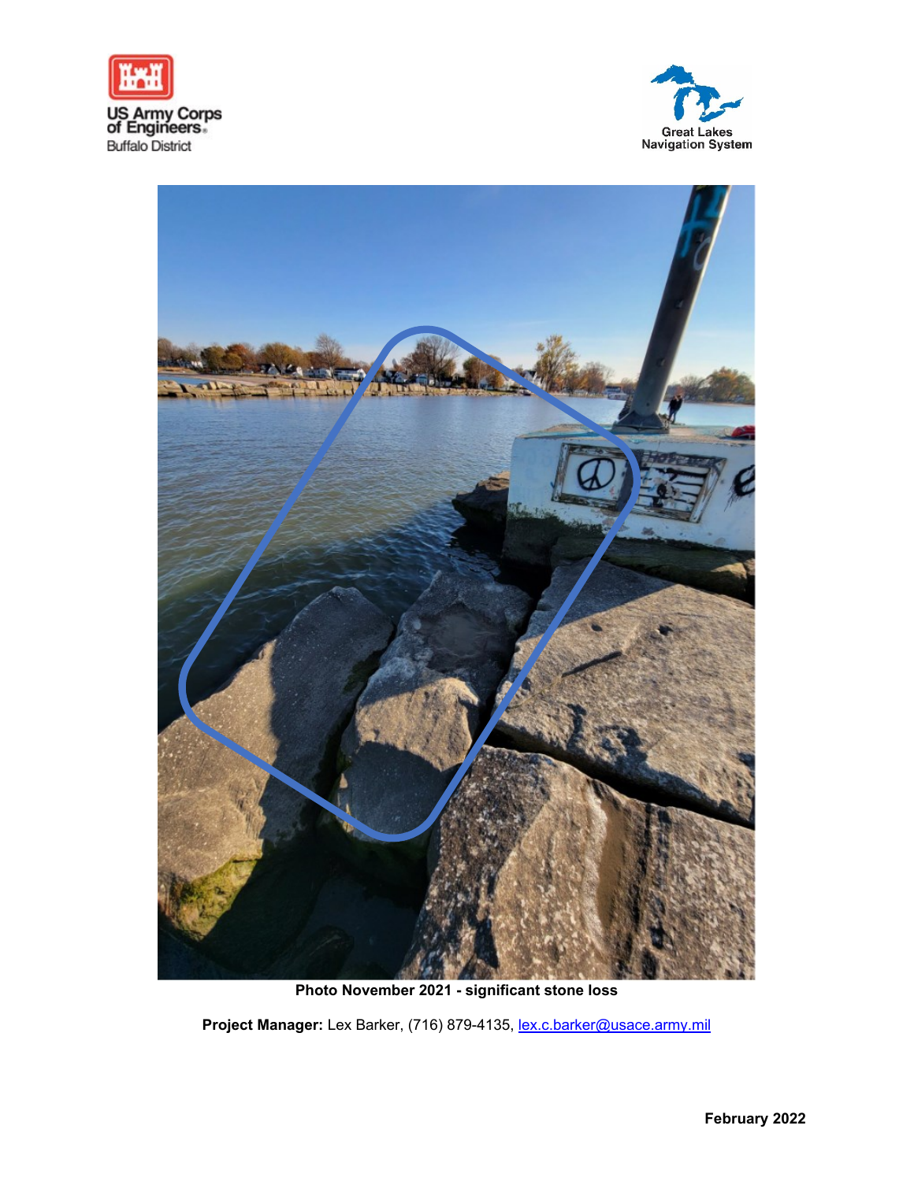**Photo November 2021 - significant stone loss**

**Project Manager:** Lex Barker, (716) 879-4135, [lex.c.barker@usace.army.mil](mailto:lex.c.barker@usace.army.mil)

**February 2022**